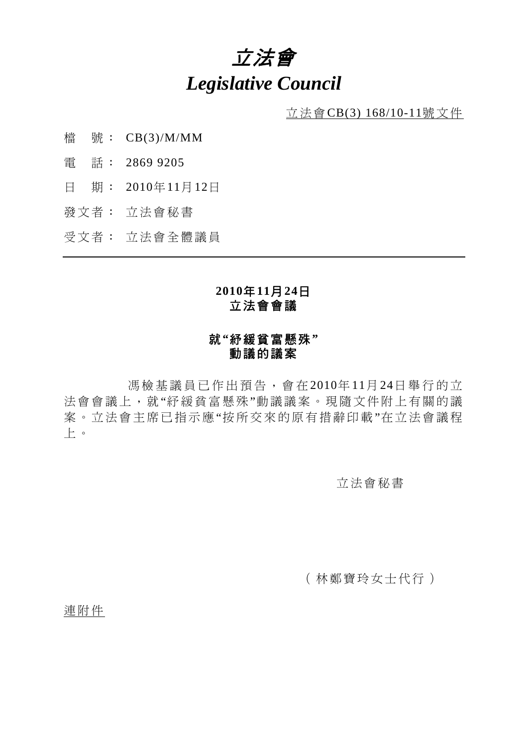# *立法會*
# *Legislative Council*

立法會CB(3) 168/10-11號文件

檔　號： CB(3)/M/MM

電　話： 2869 9205

日　期： 2010年11月12日

發文者： 立法會秘書

受文者： 立法會全體議員

---

**2010年11月24日**
**立法會會議**

**就"紓緩貧富懸殊"**
**動議的議案**

馮檢基議員已作出預告，會在2010年11月24日舉行的立法會會議上，就"紓緩貧富懸殊"動議議案。現隨文件附上有關的議案。立法會主席已指示應"按所交來的原有措辭印載"在立法會議程上。

立法會秘書

（林鄭寶玲女士代行）

連附件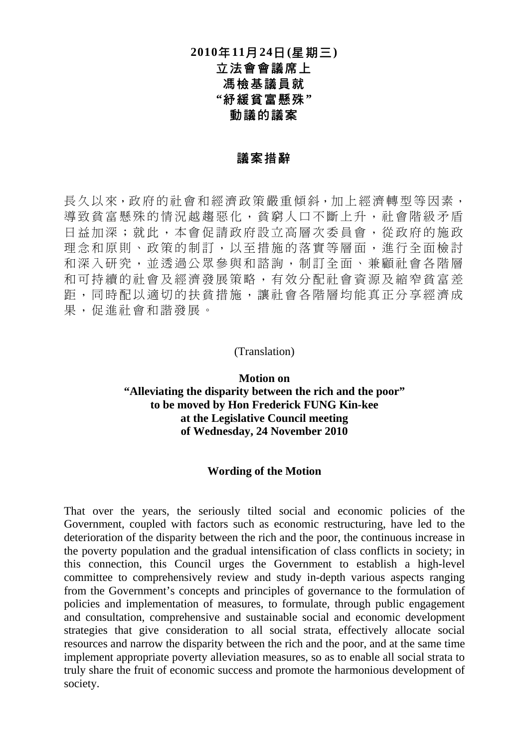# 2010年11月24日(星期三)
# 立法會會議席上
# 馮檢基議員就
# "紓緩貧富懸殊"
# 動議的議案

## 議案措辭

長久以來，政府的社會和經濟政策嚴重傾斜，加上經濟轉型等因素，導致貧富懸殊的情況越趨惡化，貧窮人口不斷上升，社會階級矛盾日益加深；就此，本會促請政府設立高層次委員會，從政府的施政理念和原則、政策的制訂，以至措施的落實等層面，進行全面檢討和深入研究，並透過公眾參與和諮詢，制訂全面、兼顧社會各階層和可持續的社會及經濟發展策略，有效分配社會資源及縮窄貧富差距，同時配以適切的扶貧措施，讓社會各階層均能真正分享經濟成果，促進社會和諧發展。

(Translation)

**Motion on**
**"Alleviating the disparity between the rich and the poor"**
**to be moved by Hon Frederick FUNG Kin-kee**
**at the Legislative Council meeting**
**of Wednesday, 24 November 2010**

## Wording of the Motion

That over the years, the seriously tilted social and economic policies of the Government, coupled with factors such as economic restructuring, have led to the deterioration of the disparity between the rich and the poor, the continuous increase in the poverty population and the gradual intensification of class conflicts in society; in this connection, this Council urges the Government to establish a high-level committee to comprehensively review and study in-depth various aspects ranging from the Government's concepts and principles of governance to the formulation of policies and implementation of measures, to formulate, through public engagement and consultation, comprehensive and sustainable social and economic development strategies that give consideration to all social strata, effectively allocate social resources and narrow the disparity between the rich and the poor, and at the same time implement appropriate poverty alleviation measures, so as to enable all social strata to truly share the fruit of economic success and promote the harmonious development of society.